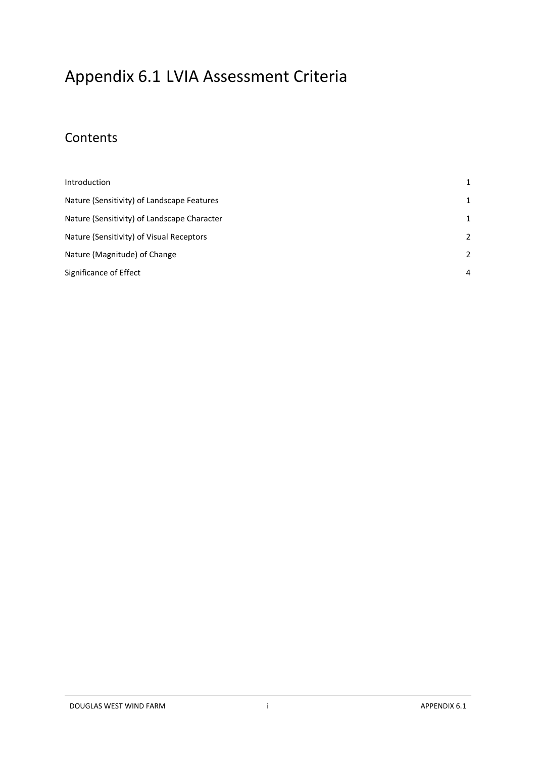# Appendix 6.1 LVIA Assessment Criteria

## Contents

| | |
|---|---|
| Introduction | 1 |
| Nature (Sensitivity) of Landscape Features | 1 |
| Nature (Sensitivity) of Landscape Character | 1 |
| Nature (Sensitivity) of Visual Receptors | 2 |
| Nature (Magnitude) of Change | 2 |
| Significance of Effect | 4 |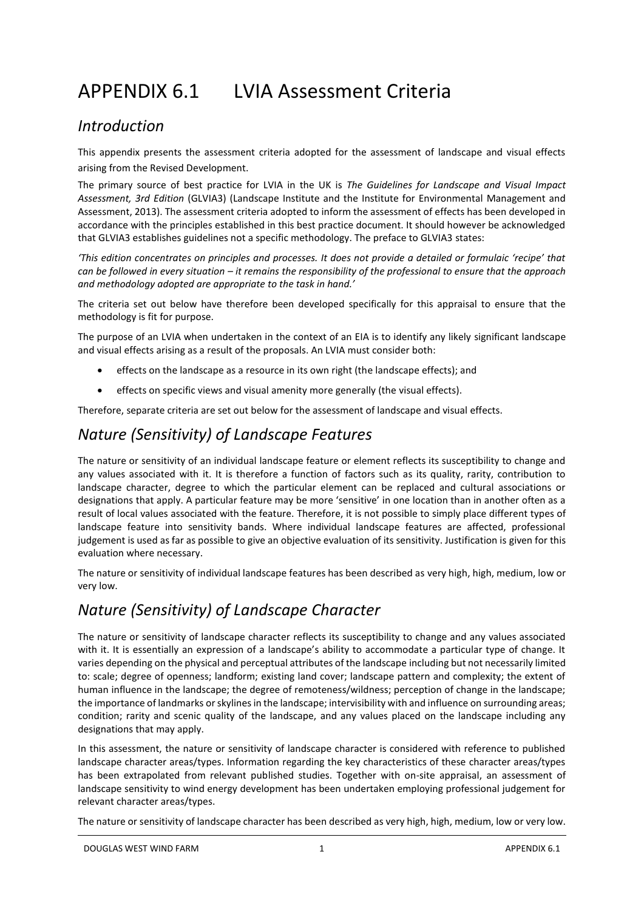# APPENDIX 6.1 LVIA Assessment Criteria

## *Introduction*

This appendix presents the assessment criteria adopted for the assessment of landscape and visual effects arising from the Revised Development.

The primary source of best practice for LVIA in the UK is *The Guidelines for Landscape and Visual Impact Assessment, 3rd Edition* (GLVIA3) (Landscape Institute and the Institute for Environmental Management and Assessment, 2013). The assessment criteria adopted to inform the assessment of effects has been developed in accordance with the principles established in this best practice document. It should however be acknowledged that GLVIA3 establishes guidelines not a specific methodology. The preface to GLVIA3 states:

*'This edition concentrates on principles and processes. It does not provide a detailed or formulaic 'recipe' that can be followed in every situation – it remains the responsibility of the professional to ensure that the approach and methodology adopted are appropriate to the task in hand.'*

The criteria set out below have therefore been developed specifically for this appraisal to ensure that the methodology is fit for purpose.

The purpose of an LVIA when undertaken in the context of an EIA is to identify any likely significant landscape and visual effects arising as a result of the proposals. An LVIA must consider both:

- effects on the landscape as a resource in its own right (the landscape effects); and
- effects on specific views and visual amenity more generally (the visual effects).

Therefore, separate criteria are set out below for the assessment of landscape and visual effects.

## *Nature (Sensitivity) of Landscape Features*

The nature or sensitivity of an individual landscape feature or element reflects its susceptibility to change and any values associated with it. It is therefore a function of factors such as its quality, rarity, contribution to landscape character, degree to which the particular element can be replaced and cultural associations or designations that apply. A particular feature may be more 'sensitive' in one location than in another often as a result of local values associated with the feature. Therefore, it is not possible to simply place different types of landscape feature into sensitivity bands. Where individual landscape features are affected, professional judgement is used as far as possible to give an objective evaluation of its sensitivity. Justification is given for this evaluation where necessary.

The nature or sensitivity of individual landscape features has been described as very high, high, medium, low or very low.

## *Nature (Sensitivity) of Landscape Character*

The nature or sensitivity of landscape character reflects its susceptibility to change and any values associated with it. It is essentially an expression of a landscape's ability to accommodate a particular type of change. It varies depending on the physical and perceptual attributes of the landscape including but not necessarily limited to: scale; degree of openness; landform; existing land cover; landscape pattern and complexity; the extent of human influence in the landscape; the degree of remoteness/wildness; perception of change in the landscape; the importance of landmarks or skylines in the landscape; intervisibility with and influence on surrounding areas; condition; rarity and scenic quality of the landscape, and any values placed on the landscape including any designations that may apply.

In this assessment, the nature or sensitivity of landscape character is considered with reference to published landscape character areas/types. Information regarding the key characteristics of these character areas/types has been extrapolated from relevant published studies. Together with on-site appraisal, an assessment of landscape sensitivity to wind energy development has been undertaken employing professional judgement for relevant character areas/types.

The nature or sensitivity of landscape character has been described as very high, high, medium, low or very low.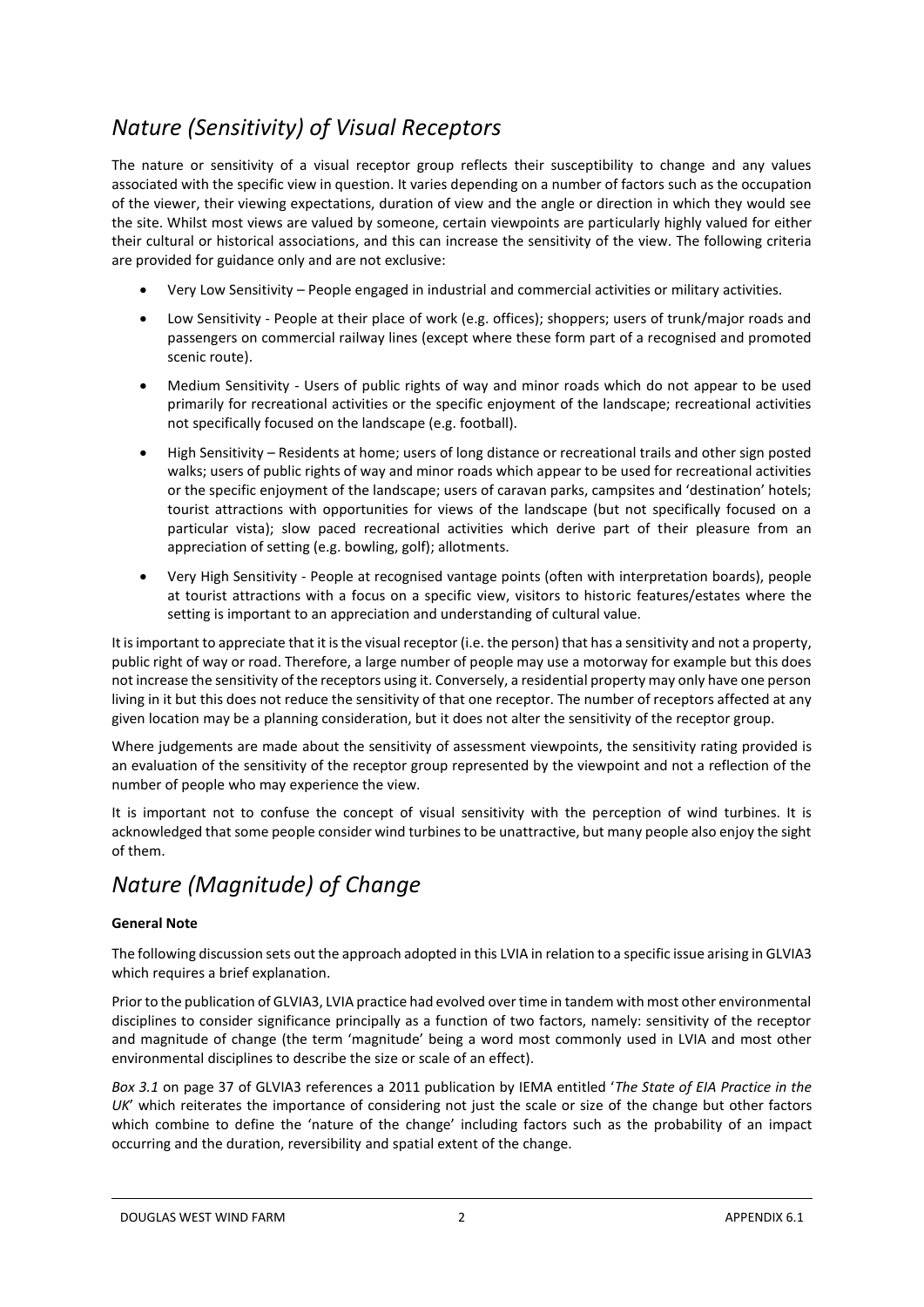## *Nature (Sensitivity) of Visual Receptors*

The nature or sensitivity of a visual receptor group reflects their susceptibility to change and any values associated with the specific view in question. It varies depending on a number of factors such as the occupation of the viewer, their viewing expectations, duration of view and the angle or direction in which they would see the site. Whilst most views are valued by someone, certain viewpoints are particularly highly valued for either their cultural or historical associations, and this can increase the sensitivity of the view. The following criteria are provided for guidance only and are not exclusive:

- Very Low Sensitivity – People engaged in industrial and commercial activities or military activities.
- Low Sensitivity - People at their place of work (e.g. offices); shoppers; users of trunk/major roads and passengers on commercial railway lines (except where these form part of a recognised and promoted scenic route).
- Medium Sensitivity - Users of public rights of way and minor roads which do not appear to be used primarily for recreational activities or the specific enjoyment of the landscape; recreational activities not specifically focused on the landscape (e.g. football).
- High Sensitivity – Residents at home; users of long distance or recreational trails and other sign posted walks; users of public rights of way and minor roads which appear to be used for recreational activities or the specific enjoyment of the landscape; users of caravan parks, campsites and 'destination' hotels; tourist attractions with opportunities for views of the landscape (but not specifically focused on a particular vista); slow paced recreational activities which derive part of their pleasure from an appreciation of setting (e.g. bowling, golf); allotments.
- Very High Sensitivity - People at recognised vantage points (often with interpretation boards), people at tourist attractions with a focus on a specific view, visitors to historic features/estates where the setting is important to an appreciation and understanding of cultural value.

It is important to appreciate that it is the visual receptor (i.e. the person) that has a sensitivity and not a property, public right of way or road. Therefore, a large number of people may use a motorway for example but this does not increase the sensitivity of the receptors using it. Conversely, a residential property may only have one person living in it but this does not reduce the sensitivity of that one receptor. The number of receptors affected at any given location may be a planning consideration, but it does not alter the sensitivity of the receptor group.

Where judgements are made about the sensitivity of assessment viewpoints, the sensitivity rating provided is an evaluation of the sensitivity of the receptor group represented by the viewpoint and not a reflection of the number of people who may experience the view.

It is important not to confuse the concept of visual sensitivity with the perception of wind turbines. It is acknowledged that some people consider wind turbines to be unattractive, but many people also enjoy the sight of them.

## *Nature (Magnitude) of Change*

**General Note**

The following discussion sets out the approach adopted in this LVIA in relation to a specific issue arising in GLVIA3 which requires a brief explanation.

Prior to the publication of GLVIA3, LVIA practice had evolved over time in tandem with most other environmental disciplines to consider significance principally as a function of two factors, namely: sensitivity of the receptor and magnitude of change (the term 'magnitude' being a word most commonly used in LVIA and most other environmental disciplines to describe the size or scale of an effect).

*Box 3.1* on page 37 of GLVIA3 references a 2011 publication by IEMA entitled '*The State of EIA Practice in the UK*' which reiterates the importance of considering not just the scale or size of the change but other factors which combine to define the 'nature of the change' including factors such as the probability of an impact occurring and the duration, reversibility and spatial extent of the change.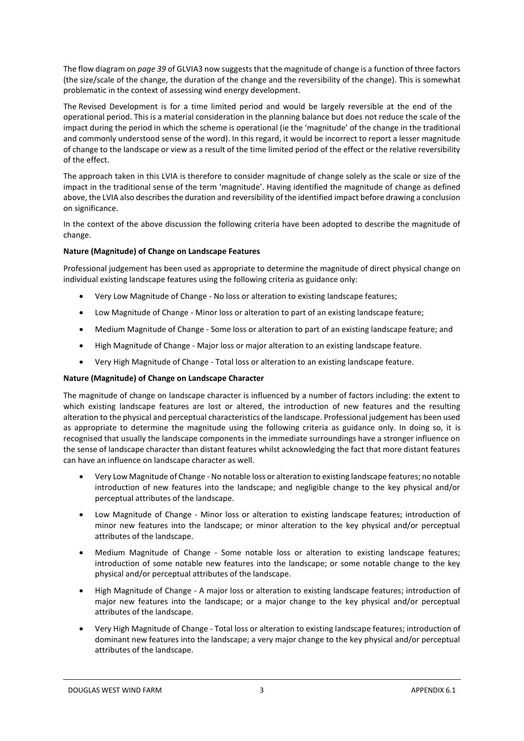The flow diagram on *page 39* of GLVIA3 now suggests that the magnitude of change is a function of three factors (the size/scale of the change, the duration of the change and the reversibility of the change). This is somewhat problematic in the context of assessing wind energy development.

The Revised Development is for a time limited period and would be largely reversible at the end of the operational period. This is a material consideration in the planning balance but does not reduce the scale of the impact during the period in which the scheme is operational (ie the 'magnitude' of the change in the traditional and commonly understood sense of the word). In this regard, it would be incorrect to report a lesser magnitude of change to the landscape or view as a result of the time limited period of the effect or the relative reversibility of the effect.

The approach taken in this LVIA is therefore to consider magnitude of change solely as the scale or size of the impact in the traditional sense of the term 'magnitude'. Having identified the magnitude of change as defined above, the LVIA also describes the duration and reversibility of the identified impact before drawing a conclusion on significance.

In the context of the above discussion the following criteria have been adopted to describe the magnitude of change.

**Nature (Magnitude) of Change on Landscape Features**

Professional judgement has been used as appropriate to determine the magnitude of direct physical change on individual existing landscape features using the following criteria as guidance only:

- Very Low Magnitude of Change - No loss or alteration to existing landscape features;
- Low Magnitude of Change - Minor loss or alteration to part of an existing landscape feature;
- Medium Magnitude of Change - Some loss or alteration to part of an existing landscape feature; and
- High Magnitude of Change - Major loss or major alteration to an existing landscape feature.
- Very High Magnitude of Change - Total loss or alteration to an existing landscape feature.

**Nature (Magnitude) of Change on Landscape Character**

The magnitude of change on landscape character is influenced by a number of factors including: the extent to which existing landscape features are lost or altered, the introduction of new features and the resulting alteration to the physical and perceptual characteristics of the landscape. Professional judgement has been used as appropriate to determine the magnitude using the following criteria as guidance only. In doing so, it is recognised that usually the landscape components in the immediate surroundings have a stronger influence on the sense of landscape character than distant features whilst acknowledging the fact that more distant features can have an influence on landscape character as well.

- Very Low Magnitude of Change - No notable loss or alteration to existing landscape features; no notable introduction of new features into the landscape; and negligible change to the key physical and/or perceptual attributes of the landscape.
- Low Magnitude of Change - Minor loss or alteration to existing landscape features; introduction of minor new features into the landscape; or minor alteration to the key physical and/or perceptual attributes of the landscape.
- Medium Magnitude of Change - Some notable loss or alteration to existing landscape features; introduction of some notable new features into the landscape; or some notable change to the key physical and/or perceptual attributes of the landscape.
- High Magnitude of Change - A major loss or alteration to existing landscape features; introduction of major new features into the landscape; or a major change to the key physical and/or perceptual attributes of the landscape.
- Very High Magnitude of Change - Total loss or alteration to existing landscape features; introduction of dominant new features into the landscape; a very major change to the key physical and/or perceptual attributes of the landscape.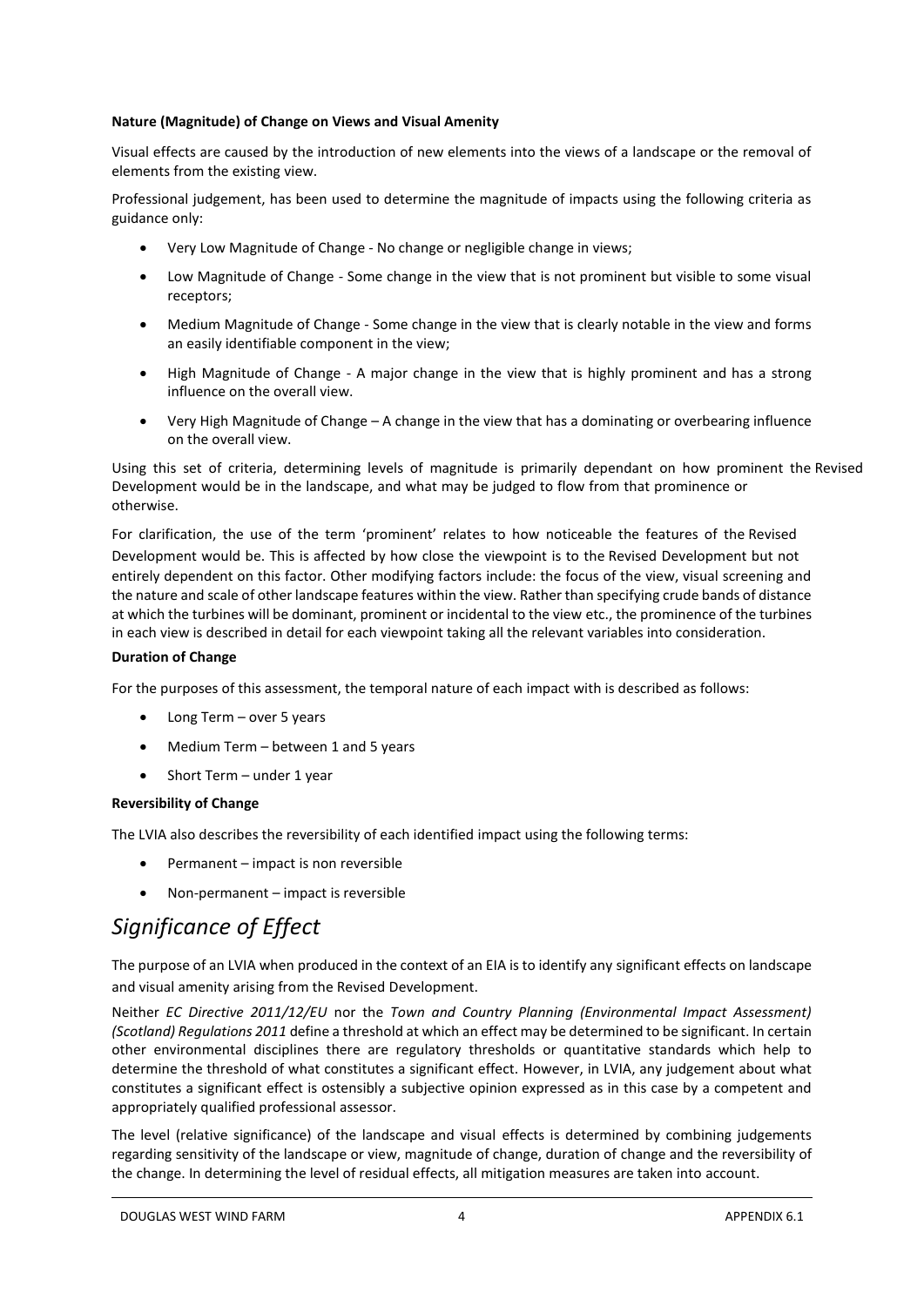**Nature (Magnitude) of Change on Views and Visual Amenity**

Visual effects are caused by the introduction of new elements into the views of a landscape or the removal of elements from the existing view.

Professional judgement, has been used to determine the magnitude of impacts using the following criteria as guidance only:

- Very Low Magnitude of Change - No change or negligible change in views;
- Low Magnitude of Change - Some change in the view that is not prominent but visible to some visual receptors;
- Medium Magnitude of Change - Some change in the view that is clearly notable in the view and forms an easily identifiable component in the view;
- High Magnitude of Change - A major change in the view that is highly prominent and has a strong influence on the overall view.
- Very High Magnitude of Change – A change in the view that has a dominating or overbearing influence on the overall view.

Using this set of criteria, determining levels of magnitude is primarily dependant on how prominent the Revised Development would be in the landscape, and what may be judged to flow from that prominence or otherwise.

For clarification, the use of the term 'prominent' relates to how noticeable the features of the Revised Development would be. This is affected by how close the viewpoint is to the Revised Development but not entirely dependent on this factor. Other modifying factors include: the focus of the view, visual screening and the nature and scale of other landscape features within the view. Rather than specifying crude bands of distance at which the turbines will be dominant, prominent or incidental to the view etc., the prominence of the turbines in each view is described in detail for each viewpoint taking all the relevant variables into consideration.

**Duration of Change**

For the purposes of this assessment, the temporal nature of each impact with is described as follows:

- Long Term – over 5 years
- Medium Term – between 1 and 5 years
- Short Term – under 1 year

**Reversibility of Change**

The LVIA also describes the reversibility of each identified impact using the following terms:

- Permanent – impact is non reversible
- Non-permanent – impact is reversible

## *Significance of Effect*

The purpose of an LVIA when produced in the context of an EIA is to identify any significant effects on landscape and visual amenity arising from the Revised Development.

Neither *EC Directive 2011/12/EU* nor the *Town and Country Planning (Environmental Impact Assessment) (Scotland) Regulations 2011* define a threshold at which an effect may be determined to be significant. In certain other environmental disciplines there are regulatory thresholds or quantitative standards which help to determine the threshold of what constitutes a significant effect. However, in LVIA, any judgement about what constitutes a significant effect is ostensibly a subjective opinion expressed as in this case by a competent and appropriately qualified professional assessor.

The level (relative significance) of the landscape and visual effects is determined by combining judgements regarding sensitivity of the landscape or view, magnitude of change, duration of change and the reversibility of the change. In determining the level of residual effects, all mitigation measures are taken into account.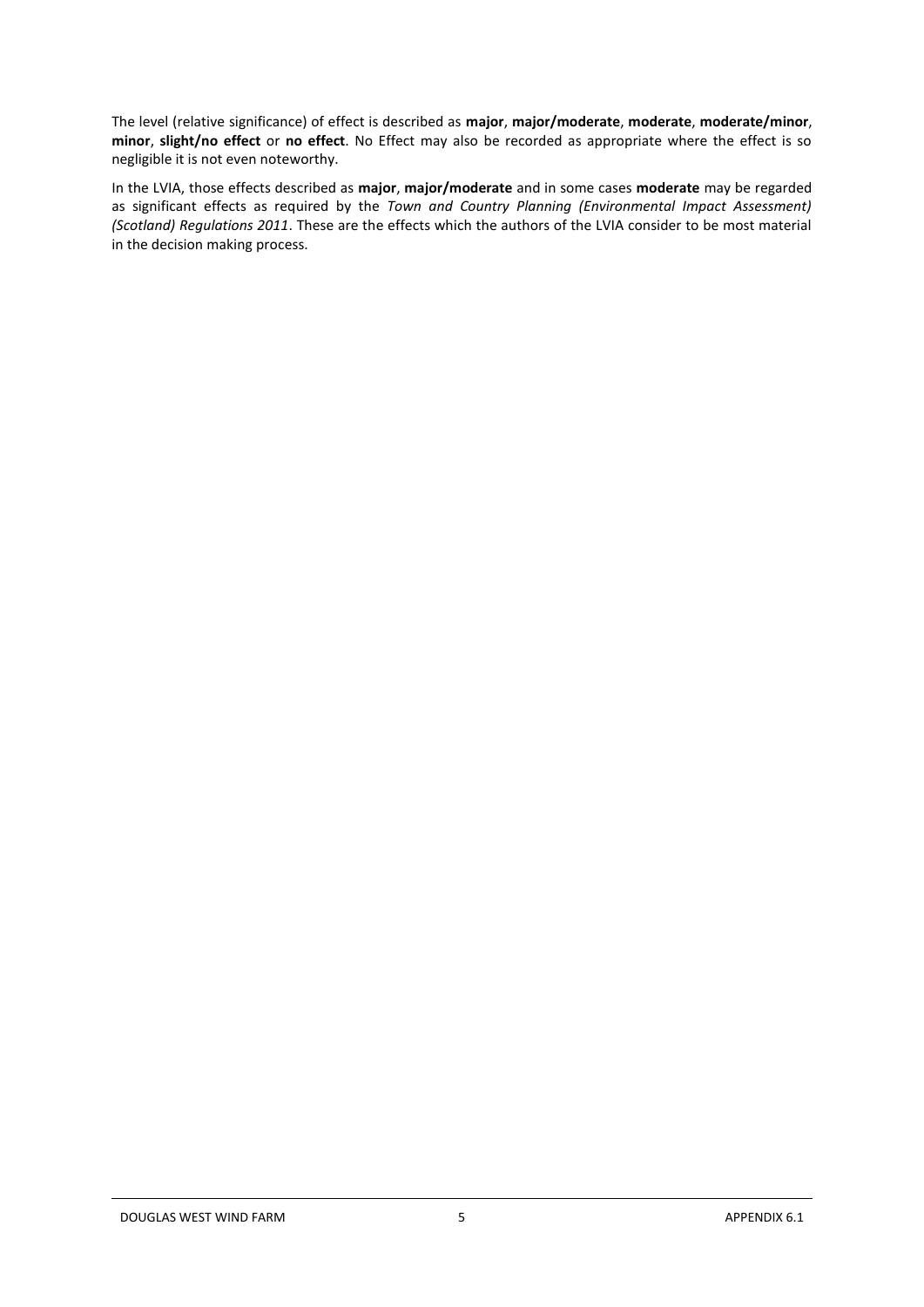The level (relative significance) of effect is described as **major**, **major/moderate**, **moderate**, **moderate/minor**, **minor**, **slight/no effect** or **no effect**. No Effect may also be recorded as appropriate where the effect is so negligible it is not even noteworthy.

In the LVIA, those effects described as **major**, **major/moderate** and in some cases **moderate** may be regarded as significant effects as required by the *Town and Country Planning (Environmental Impact Assessment) (Scotland) Regulations 2011*. These are the effects which the authors of the LVIA consider to be most material in the decision making process.